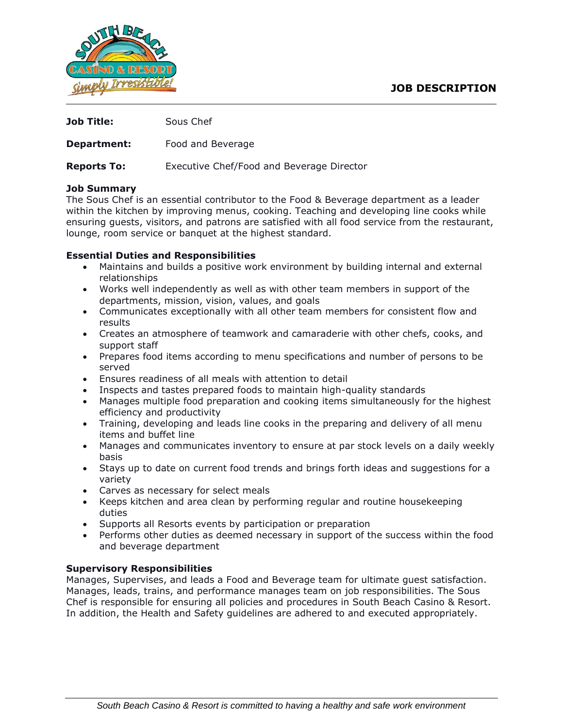# JOB DESCRIPTION

**Job Title:** Sous Chef

**Department:** Food and Beverage

**Reports To:** Executive Chef/Food and Beverage Director

## Job Summary

The Sous Chef is an essential contributor to the Food & Beverage department as a leader within the kitchen by improving menus, cooking. Teaching and developing line cooks while ensuring guests, visitors, and patrons are satisfied with all food service from the restaurant, lounge, room service or banquet at the highest standard.

## Essential Duties and Responsibilities

- Maintains and builds a positive work environment by building internal and external relationships
- Works well independently as well as with other team members in support of the departments, mission, vision, values, and goals
- Communicates exceptionally with all other team members for consistent flow and results
- Creates an atmosphere of teamwork and camaraderie with other chefs, cooks, and support staff
- Prepares food items according to menu specifications and number of persons to be served
- Ensures readiness of all meals with attention to detail
- Inspects and tastes prepared foods to maintain high-quality standards
- Manages multiple food preparation and cooking items simultaneously for the highest efficiency and productivity
- Training, developing and leads line cooks in the preparing and delivery of all menu items and buffet line
- Manages and communicates inventory to ensure at par stock levels on a daily weekly basis
- Stays up to date on current food trends and brings forth ideas and suggestions for a variety
- Carves as necessary for select meals
- Keeps kitchen and area clean by performing regular and routine housekeeping duties
- Supports all Resorts events by participation or preparation
- Performs other duties as deemed necessary in support of the success within the food and beverage department

## Supervisory Responsibilities

Manages, Supervises, and leads a Food and Beverage team for ultimate guest satisfaction. Manages, leads, trains, and performance manages team on job responsibilities. The Sous Chef is responsible for ensuring all policies and procedures in South Beach Casino & Resort. In addition, the Health and Safety guidelines are adhered to and executed appropriately.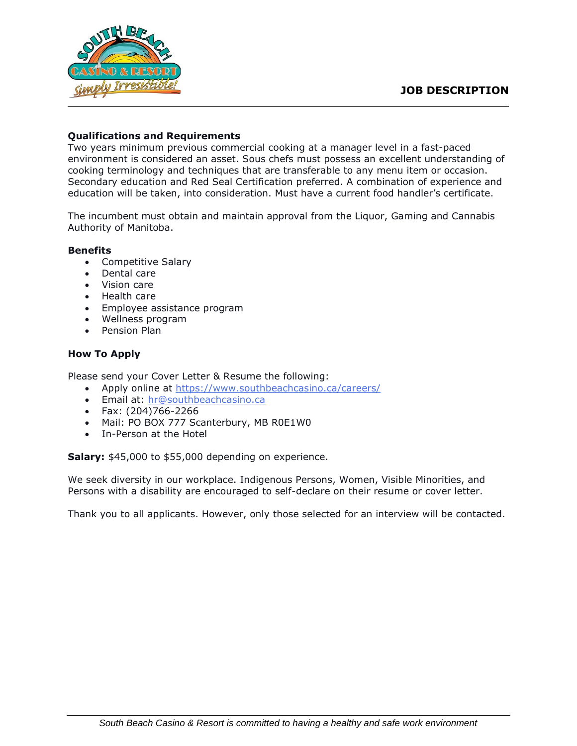**JOB DESCRIPTION**

### Qualifications and Requirements

Two years minimum previous commercial cooking at a manager level in a fast-paced environment is considered an asset. Sous chefs must possess an excellent understanding of cooking terminology and techniques that are transferable to any menu item or occasion. Secondary education and Red Seal Certification preferred. A combination of experience and education will be taken, into consideration. Must have a current food handler's certificate.

The incumbent must obtain and maintain approval from the Liquor, Gaming and Cannabis Authority of Manitoba.

### Benefits

- Competitive Salary
- Dental care
- Vision care
- Health care
- Employee assistance program
- Wellness program
- Pension Plan

### How To Apply

Please send your Cover Letter & Resume the following:

- Apply online at https://www.southbeachcasino.ca/careers/
- Email at: hr@southbeachcasino.ca
- Fax: (204)766-2266
- Mail: PO BOX 777 Scanterbury, MB R0E1W0
- In-Person at the Hotel

**Salary:** $45,000 to $55,000 depending on experience.

We seek diversity in our workplace. Indigenous Persons, Women, Visible Minorities, and Persons with a disability are encouraged to self-declare on their resume or cover letter.

Thank you to all applicants. However, only those selected for an interview will be contacted.

*South Beach Casino & Resort is committed to having a healthy and safe work environment*